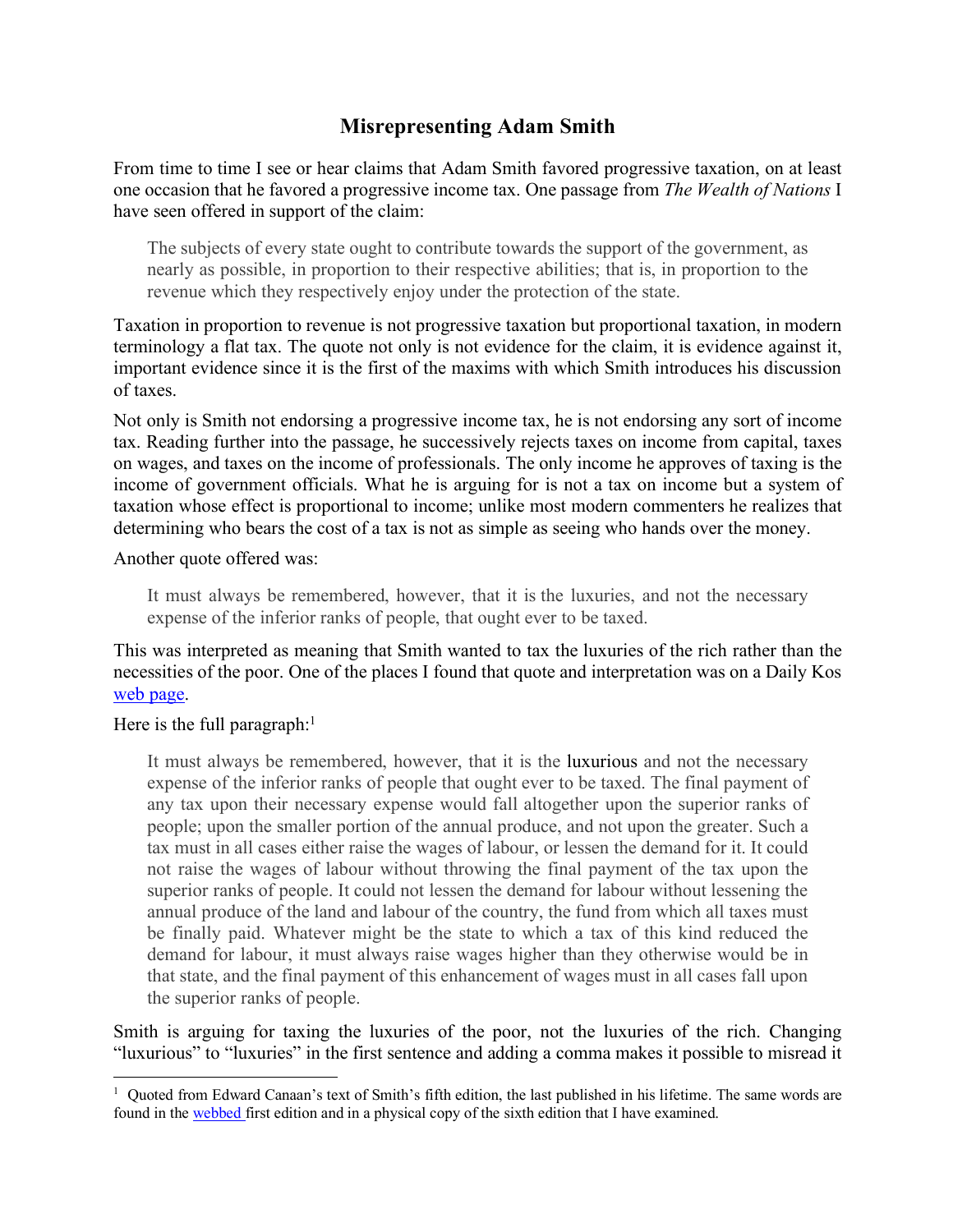# Misrepresenting Adam Smith

From time to time I see or hear claims that Adam Smith favored progressive taxation, on at least one occasion that he favored a progressive income tax. One passage from *The Wealth of Nations* I have seen offered in support of the claim:

> The subjects of every state ought to contribute towards the support of the government, as nearly as possible, in proportion to their respective abilities; that is, in proportion to the revenue which they respectively enjoy under the protection of the state.

Taxation in proportion to revenue is not progressive taxation but proportional taxation, in modern terminology a flat tax. The quote not only is not evidence for the claim, it is evidence against it, important evidence since it is the first of the maxims with which Smith introduces his discussion of taxes.

Not only is Smith not endorsing a progressive income tax, he is not endorsing any sort of income tax. Reading further into the passage, he successively rejects taxes on income from capital, taxes on wages, and taxes on the income of professionals. The only income he approves of taxing is the income of government officials. What he is arguing for is not a tax on income but a system of taxation whose effect is proportional to income; unlike most modern commenters he realizes that determining who bears the cost of a tax is not as simple as seeing who hands over the money.

Another quote offered was:

> It must always be remembered, however, that it is the luxuries, and not the necessary expense of the inferior ranks of people, that ought ever to be taxed.

This was interpreted as meaning that Smith wanted to tax the luxuries of the rich rather than the necessities of the poor. One of the places I found that quote and interpretation was on a Daily Kos [web page](web page).

Here is the full paragraph:[1]

> It must always be remembered, however, that it is the luxurious and not the necessary expense of the inferior ranks of people that ought ever to be taxed. The final payment of any tax upon their necessary expense would fall altogether upon the superior ranks of people; upon the smaller portion of the annual produce, and not upon the greater. Such a tax must in all cases either raise the wages of labour, or lessen the demand for it. It could not raise the wages of labour without throwing the final payment of the tax upon the superior ranks of people. It could not lessen the demand for labour without lessening the annual produce of the land and labour of the country, the fund from which all taxes must be finally paid. Whatever might be the state to which a tax of this kind reduced the demand for labour, it must always raise wages higher than they otherwise would be in that state, and the final payment of this enhancement of wages must in all cases fall upon the superior ranks of people.

Smith is arguing for taxing the luxuries of the poor, not the luxuries of the rich. Changing "luxurious" to "luxuries" in the first sentence and adding a comma makes it possible to misread it

---

[1] Quoted from Edward Canaan's text of Smith's fifth edition, the last published in his lifetime. The same words are found in the webbed first edition and in a physical copy of the sixth edition that I have examined.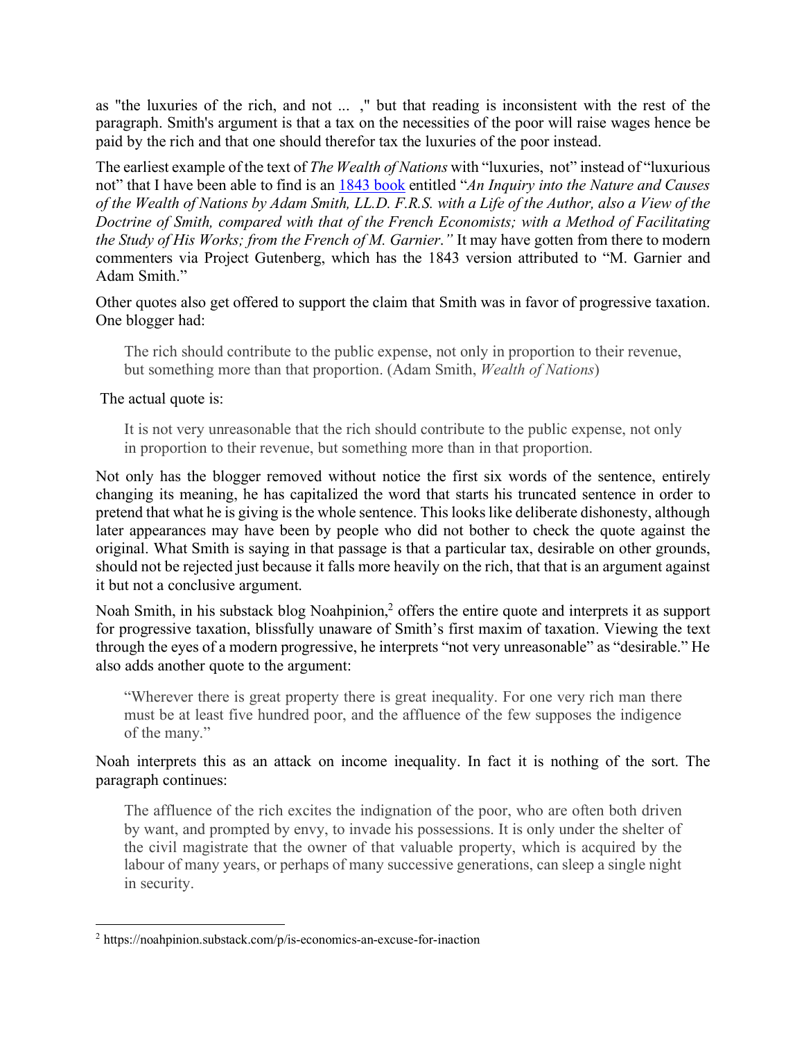as "the luxuries of the rich, and not ... ," but that reading is inconsistent with the rest of the paragraph. Smith's argument is that a tax on the necessities of the poor will raise wages hence be paid by the rich and that one should therefor tax the luxuries of the poor instead.

The earliest example of the text of *The Wealth of Nations* with "luxuries, not" instead of "luxurious not" that I have been able to find is an [1843 book] entitled "*An Inquiry into the Nature and Causes of the Wealth of Nations by Adam Smith, LL.D. F.R.S. with a Life of the Author, also a View of the Doctrine of Smith, compared with that of the French Economists; with a Method of Facilitating the Study of His Works; from the French of M. Garnier*." It may have gotten from there to modern commenters via Project Gutenberg, which has the 1843 version attributed to "M. Garnier and Adam Smith."

Other quotes also get offered to support the claim that Smith was in favor of progressive taxation. One blogger had:

> The rich should contribute to the public expense, not only in proportion to their revenue, but something more than that proportion. (Adam Smith, *Wealth of Nations*)

The actual quote is:

> It is not very unreasonable that the rich should contribute to the public expense, not only in proportion to their revenue, but something more than in that proportion.

Not only has the blogger removed without notice the first six words of the sentence, entirely changing its meaning, he has capitalized the word that starts his truncated sentence in order to pretend that what he is giving is the whole sentence. This looks like deliberate dishonesty, although later appearances may have been by people who did not bother to check the quote against the original. What Smith is saying in that passage is that a particular tax, desirable on other grounds, should not be rejected just because it falls more heavily on the rich, that that is an argument against it but not a conclusive argument.

Noah Smith, in his substack blog Noahpinion,[2] offers the entire quote and interprets it as support for progressive taxation, blissfully unaware of Smith's first maxim of taxation. Viewing the text through the eyes of a modern progressive, he interprets "not very unreasonable" as "desirable." He also adds another quote to the argument:

> "Wherever there is great property there is great inequality. For one very rich man there must be at least five hundred poor, and the affluence of the few supposes the indigence of the many."

Noah interprets this as an attack on income inequality. In fact it is nothing of the sort. The paragraph continues:

> The affluence of the rich excites the indignation of the poor, who are often both driven by want, and prompted by envy, to invade his possessions. It is only under the shelter of the civil magistrate that the owner of that valuable property, which is acquired by the labour of many years, or perhaps of many successive generations, can sleep a single night in security.

[2] https://noahpinion.substack.com/p/is-economics-an-excuse-for-inaction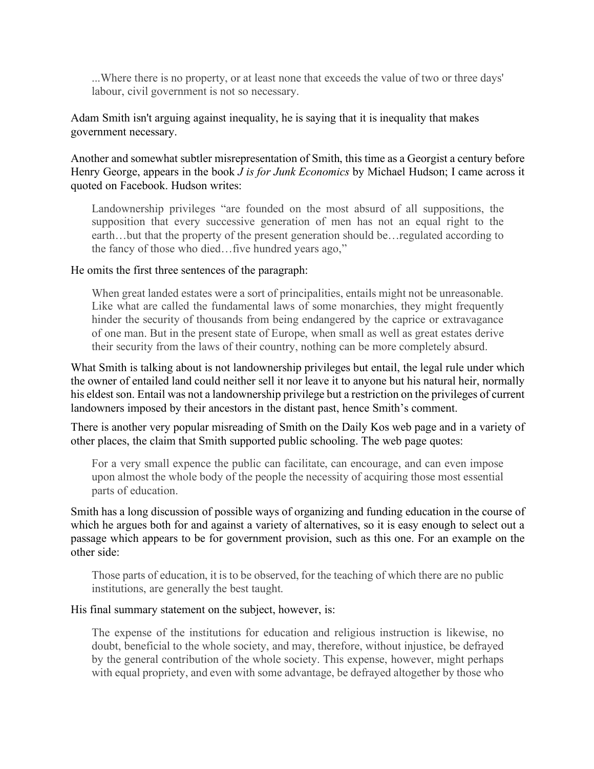> ...Where there is no property, or at least none that exceeds the value of two or three days' labour, civil government is not so necessary.

Adam Smith isn't arguing against inequality, he is saying that it is inequality that makes government necessary.

Another and somewhat subtler misrepresentation of Smith, this time as a Georgist a century before Henry George, appears in the book *J is for Junk Economics* by Michael Hudson; I came across it quoted on Facebook. Hudson writes:

> Landownership privileges "are founded on the most absurd of all suppositions, the supposition that every successive generation of men has not an equal right to the earth…but that the property of the present generation should be…regulated according to the fancy of those who died…five hundred years ago,"

He omits the first three sentences of the paragraph:

> When great landed estates were a sort of principalities, entails might not be unreasonable. Like what are called the fundamental laws of some monarchies, they might frequently hinder the security of thousands from being endangered by the caprice or extravagance of one man. But in the present state of Europe, when small as well as great estates derive their security from the laws of their country, nothing can be more completely absurd.

What Smith is talking about is not landownership privileges but entail, the legal rule under which the owner of entailed land could neither sell it nor leave it to anyone but his natural heir, normally his eldest son. Entail was not a landownership privilege but a restriction on the privileges of current landowners imposed by their ancestors in the distant past, hence Smith's comment.

There is another very popular misreading of Smith on the Daily Kos web page and in a variety of other places, the claim that Smith supported public schooling. The web page quotes:

> For a very small expence the public can facilitate, can encourage, and can even impose upon almost the whole body of the people the necessity of acquiring those most essential parts of education.

Smith has a long discussion of possible ways of organizing and funding education in the course of which he argues both for and against a variety of alternatives, so it is easy enough to select out a passage which appears to be for government provision, such as this one. For an example on the other side:

> Those parts of education, it is to be observed, for the teaching of which there are no public institutions, are generally the best taught.

His final summary statement on the subject, however, is:

> The expense of the institutions for education and religious instruction is likewise, no doubt, beneficial to the whole society, and may, therefore, without injustice, be defrayed by the general contribution of the whole society. This expense, however, might perhaps with equal propriety, and even with some advantage, be defrayed altogether by those who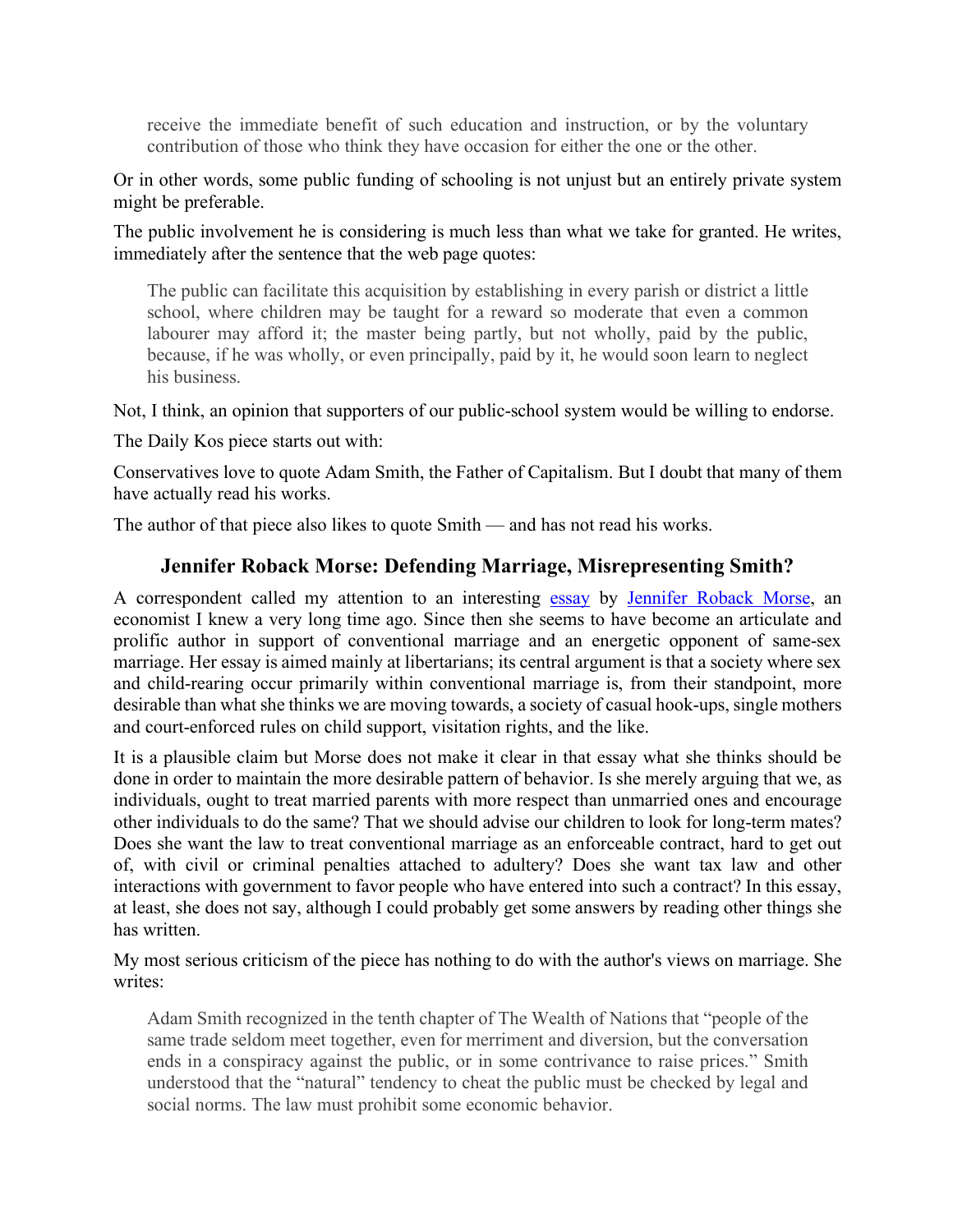> receive the immediate benefit of such education and instruction, or by the voluntary contribution of those who think they have occasion for either the one or the other.

Or in other words, some public funding of schooling is not unjust but an entirely private system might be preferable.

The public involvement he is considering is much less than what we take for granted. He writes, immediately after the sentence that the web page quotes:

> The public can facilitate this acquisition by establishing in every parish or district a little school, where children may be taught for a reward so moderate that even a common labourer may afford it; the master being partly, but not wholly, paid by the public, because, if he was wholly, or even principally, paid by it, he would soon learn to neglect his business.

Not, I think, an opinion that supporters of our public-school system would be willing to endorse.

The Daily Kos piece starts out with:

Conservatives love to quote Adam Smith, the Father of Capitalism. But I doubt that many of them have actually read his works.

The author of that piece also likes to quote Smith — and has not read his works.

## Jennifer Roback Morse: Defending Marriage, Misrepresenting Smith?

A correspondent called my attention to an interesting essay by Jennifer Roback Morse, an economist I knew a very long time ago. Since then she seems to have become an articulate and prolific author in support of conventional marriage and an energetic opponent of same-sex marriage. Her essay is aimed mainly at libertarians; its central argument is that a society where sex and child-rearing occur primarily within conventional marriage is, from their standpoint, more desirable than what she thinks we are moving towards, a society of casual hook-ups, single mothers and court-enforced rules on child support, visitation rights, and the like.

It is a plausible claim but Morse does not make it clear in that essay what she thinks should be done in order to maintain the more desirable pattern of behavior. Is she merely arguing that we, as individuals, ought to treat married parents with more respect than unmarried ones and encourage other individuals to do the same? That we should advise our children to look for long-term mates? Does she want the law to treat conventional marriage as an enforceable contract, hard to get out of, with civil or criminal penalties attached to adultery? Does she want tax law and other interactions with government to favor people who have entered into such a contract? In this essay, at least, she does not say, although I could probably get some answers by reading other things she has written.

My most serious criticism of the piece has nothing to do with the author's views on marriage. She writes:

> Adam Smith recognized in the tenth chapter of The Wealth of Nations that "people of the same trade seldom meet together, even for merriment and diversion, but the conversation ends in a conspiracy against the public, or in some contrivance to raise prices." Smith understood that the "natural" tendency to cheat the public must be checked by legal and social norms. The law must prohibit some economic behavior.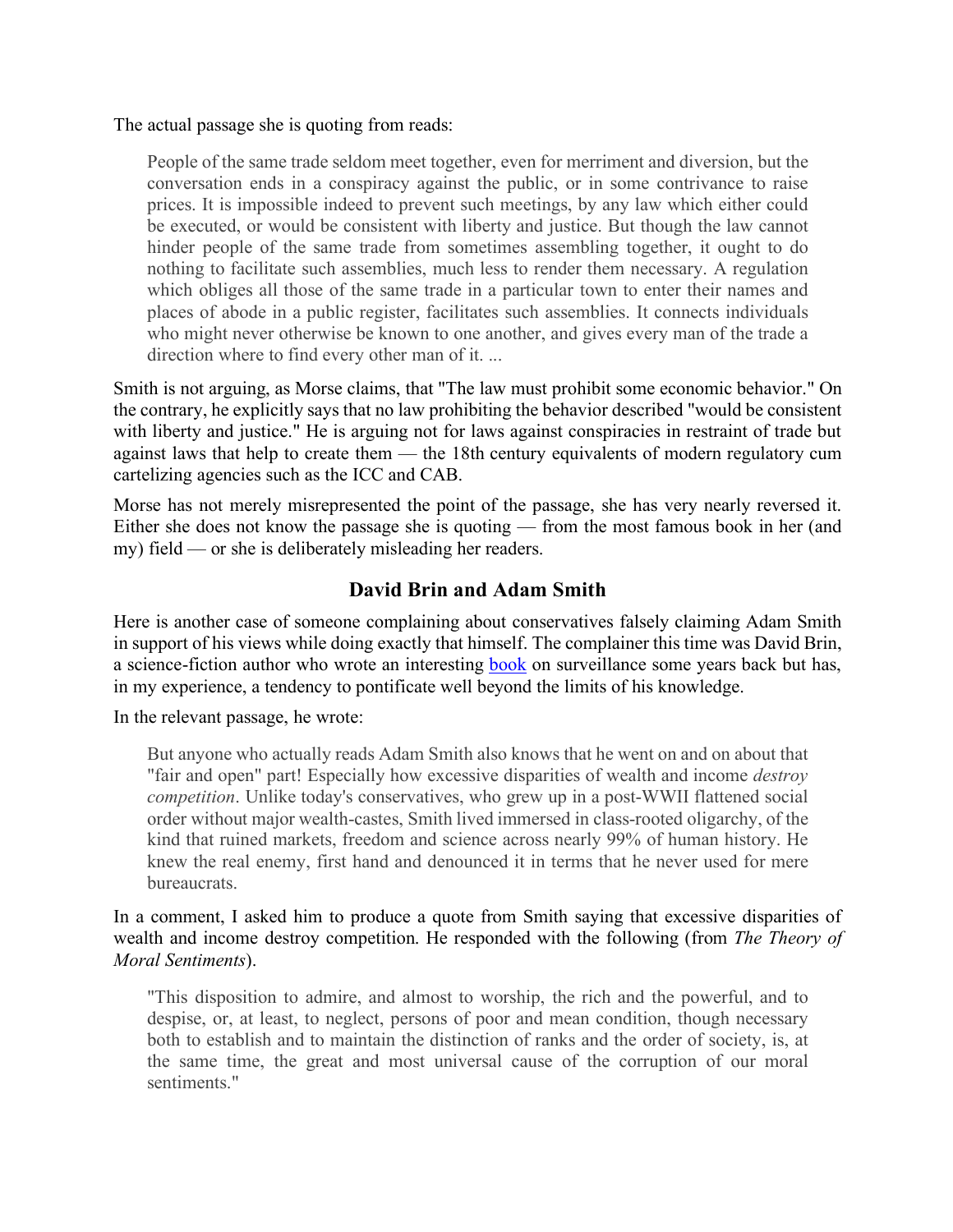The actual passage she is quoting from reads:

> People of the same trade seldom meet together, even for merriment and diversion, but the conversation ends in a conspiracy against the public, or in some contrivance to raise prices. It is impossible indeed to prevent such meetings, by any law which either could be executed, or would be consistent with liberty and justice. But though the law cannot hinder people of the same trade from sometimes assembling together, it ought to do nothing to facilitate such assemblies, much less to render them necessary. A regulation which obliges all those of the same trade in a particular town to enter their names and places of abode in a public register, facilitates such assemblies. It connects individuals who might never otherwise be known to one another, and gives every man of the trade a direction where to find every other man of it. ...

Smith is not arguing, as Morse claims, that "The law must prohibit some economic behavior." On the contrary, he explicitly says that no law prohibiting the behavior described "would be consistent with liberty and justice." He is arguing not for laws against conspiracies in restraint of trade but against laws that help to create them — the 18th century equivalents of modern regulatory cum cartelizing agencies such as the ICC and CAB.

Morse has not merely misrepresented the point of the passage, she has very nearly reversed it. Either she does not know the passage she is quoting — from the most famous book in her (and my) field — or she is deliberately misleading her readers.

## David Brin and Adam Smith

Here is another case of someone complaining about conservatives falsely claiming Adam Smith in support of his views while doing exactly that himself. The complainer this time was David Brin, a science-fiction author who wrote an interesting book on surveillance some years back but has, in my experience, a tendency to pontificate well beyond the limits of his knowledge.

In the relevant passage, he wrote:

> But anyone who actually reads Adam Smith also knows that he went on and on about that "fair and open" part! Especially how excessive disparities of wealth and income *destroy competition*. Unlike today's conservatives, who grew up in a post-WWII flattened social order without major wealth-castes, Smith lived immersed in class-rooted oligarchy, of the kind that ruined markets, freedom and science across nearly 99% of human history. He knew the real enemy, first hand and denounced it in terms that he never used for mere bureaucrats.

In a comment, I asked him to produce a quote from Smith saying that excessive disparities of wealth and income destroy competition. He responded with the following (from *The Theory of Moral Sentiments*).

> "This disposition to admire, and almost to worship, the rich and the powerful, and to despise, or, at least, to neglect, persons of poor and mean condition, though necessary both to establish and to maintain the distinction of ranks and the order of society, is, at the same time, the great and most universal cause of the corruption of our moral sentiments."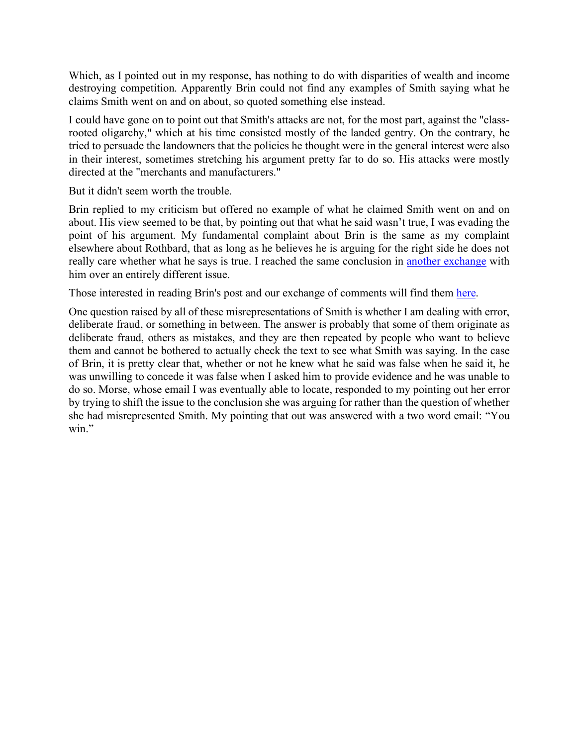Which, as I pointed out in my response, has nothing to do with disparities of wealth and income destroying competition. Apparently Brin could not find any examples of Smith saying what he claims Smith went on and on about, so quoted something else instead.

I could have gone on to point out that Smith's attacks are not, for the most part, against the "class-rooted oligarchy," which at his time consisted mostly of the landed gentry. On the contrary, he tried to persuade the landowners that the policies he thought were in the general interest were also in their interest, sometimes stretching his argument pretty far to do so. His attacks were mostly directed at the "merchants and manufacturers."

But it didn't seem worth the trouble.

Brin replied to my criticism but offered no example of what he claimed Smith went on and on about. His view seemed to be that, by pointing out that what he said wasn't true, I was evading the point of his argument. My fundamental complaint about Brin is the same as my complaint elsewhere about Rothbard, that as long as he believes he is arguing for the right side he does not really care whether what he says is true. I reached the same conclusion in another exchange with him over an entirely different issue.

Those interested in reading Brin's post and our exchange of comments will find them here.

One question raised by all of these misrepresentations of Smith is whether I am dealing with error, deliberate fraud, or something in between. The answer is probably that some of them originate as deliberate fraud, others as mistakes, and they are then repeated by people who want to believe them and cannot be bothered to actually check the text to see what Smith was saying. In the case of Brin, it is pretty clear that, whether or not he knew what he said was false when he said it, he was unwilling to concede it was false when I asked him to provide evidence and he was unable to do so. Morse, whose email I was eventually able to locate, responded to my pointing out her error by trying to shift the issue to the conclusion she was arguing for rather than the question of whether she had misrepresented Smith. My pointing that out was answered with a two word email: "You win."